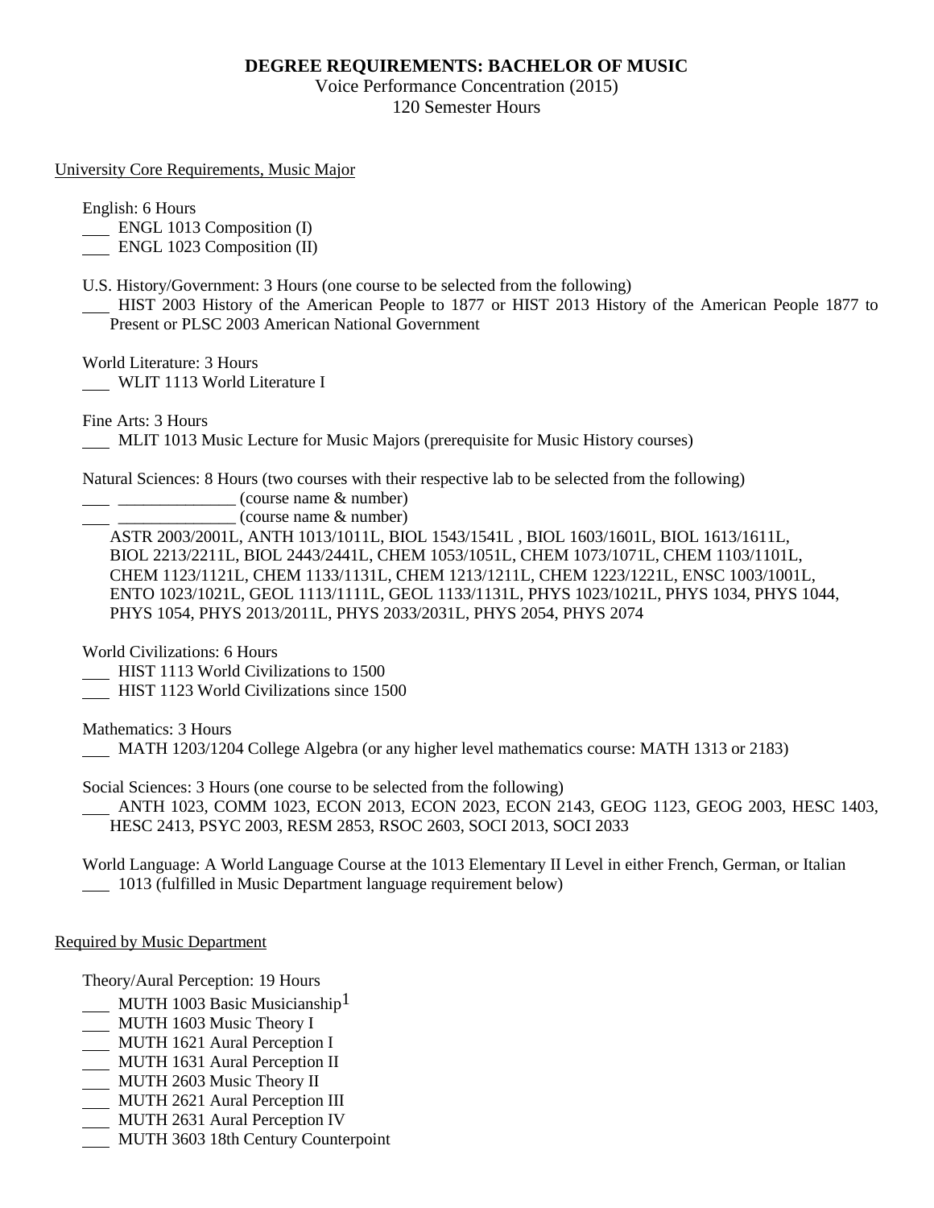# DEGREE REQUIREMENTS: BACHELOR OF MUSIC

Voice Performance Concentration (2015)
120 Semester Hours

## University Core Requirements, Music Major

English: 6 Hours

- ___ ENGL 1013 Composition (I)
- ___ ENGL 1023 Composition (II)

U.S. History/Government: 3 Hours (one course to be selected from the following)

- ___ HIST 2003 History of the American People to 1877 or HIST 2013 History of the American People 1877 to Present or PLSC 2003 American National Government

World Literature: 3 Hours

- ___ WLIT 1113 World Literature I

Fine Arts: 3 Hours

- ___ MLIT 1013 Music Lecture for Music Majors (prerequisite for Music History courses)

Natural Sciences: 8 Hours (two courses with their respective lab to be selected from the following)

- ___ ______________ (course name & number)
- ___ ______________ (course name & number)

ASTR 2003/2001L, ANTH 1013/1011L, BIOL 1543/1541L , BIOL 1603/1601L, BIOL 1613/1611L, BIOL 2213/2211L, BIOL 2443/2441L, CHEM 1053/1051L, CHEM 1073/1071L, CHEM 1103/1101L, CHEM 1123/1121L, CHEM 1133/1131L, CHEM 1213/1211L, CHEM 1223/1221L, ENSC 1003/1001L, ENTO 1023/1021L, GEOL 1113/1111L, GEOL 1133/1131L, PHYS 1023/1021L, PHYS 1034, PHYS 1044, PHYS 1054, PHYS 2013/2011L, PHYS 2033/2031L, PHYS 2054, PHYS 2074

World Civilizations: 6 Hours

- ___ HIST 1113 World Civilizations to 1500
- ___ HIST 1123 World Civilizations since 1500

Mathematics: 3 Hours

- ___ MATH 1203/1204 College Algebra (or any higher level mathematics course: MATH 1313 or 2183)

Social Sciences: 3 Hours (one course to be selected from the following)

- ___ ANTH 1023, COMM 1023, ECON 2013, ECON 2023, ECON 2143, GEOG 1123, GEOG 2003, HESC 1403, HESC 2413, PSYC 2003, RESM 2853, RSOC 2603, SOCI 2013, SOCI 2033

World Language: A World Language Course at the 1013 Elementary II Level in either French, German, or Italian

- ___ 1013 (fulfilled in Music Department language requirement below)

## Required by Music Department

Theory/Aural Perception: 19 Hours

- ___ MUTH 1003 Basic Musicianship[1]
- ___ MUTH 1603 Music Theory I
- ___ MUTH 1621 Aural Perception I
- ___ MUTH 1631 Aural Perception II
- ___ MUTH 2603 Music Theory II
- ___ MUTH 2621 Aural Perception III
- ___ MUTH 2631 Aural Perception IV
- ___ MUTH 3603 18th Century Counterpoint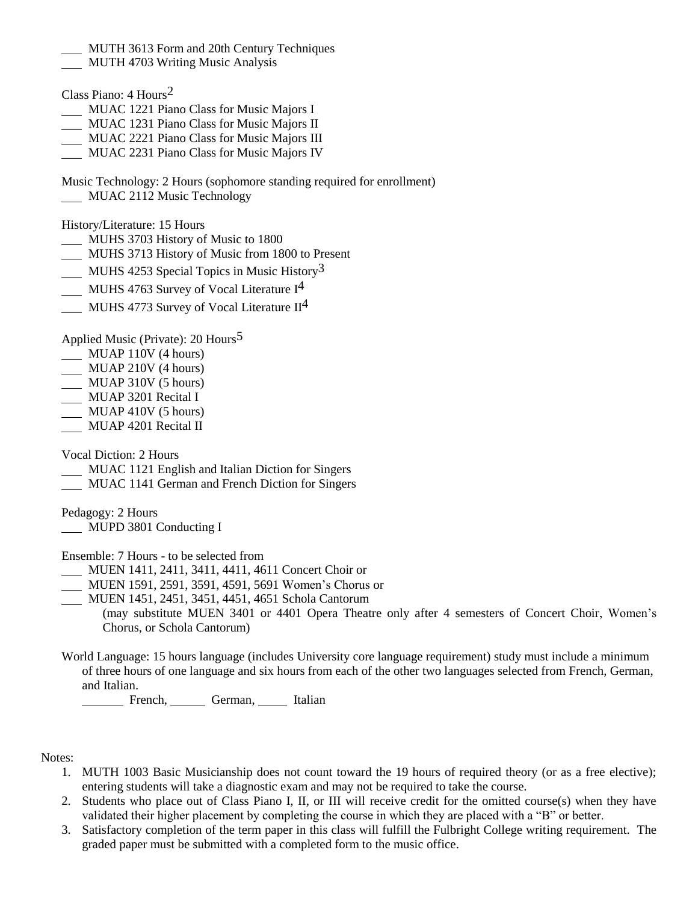___ MUTH 3613 Form and 20th Century Techniques
___ MUTH 4703 Writing Music Analysis

Class Piano: 4 Hours[2]
___ MUAC 1221 Piano Class for Music Majors I
___ MUAC 1231 Piano Class for Music Majors II
___ MUAC 2221 Piano Class for Music Majors III
___ MUAC 2231 Piano Class for Music Majors IV

Music Technology: 2 Hours (sophomore standing required for enrollment)
___ MUAC 2112 Music Technology

History/Literature: 15 Hours
___ MUHS 3703 History of Music to 1800
___ MUHS 3713 History of Music from 1800 to Present
___ MUHS 4253 Special Topics in Music History[3]
___ MUHS 4763 Survey of Vocal Literature I[4]
___ MUHS 4773 Survey of Vocal Literature II[4]

Applied Music (Private): 20 Hours[5]
___ MUAP 110V (4 hours)
___ MUAP 210V (4 hours)
___ MUAP 310V (5 hours)
___ MUAP 3201 Recital I
___ MUAP 410V (5 hours)
___ MUAP 4201 Recital II

Vocal Diction: 2 Hours
___ MUAC 1121 English and Italian Diction for Singers
___ MUAC 1141 German and French Diction for Singers

Pedagogy: 2 Hours
___ MUPD 3801 Conducting I

Ensemble: 7 Hours - to be selected from
___ MUEN 1411, 2411, 3411, 4411, 4611 Concert Choir or
___ MUEN 1591, 2591, 3591, 4591, 5691 Women's Chorus or
___ MUEN 1451, 2451, 3451, 4451, 4651 Schola Cantorum
(may substitute MUEN 3401 or 4401 Opera Theatre only after 4 semesters of Concert Choir, Women's Chorus, or Schola Cantorum)

World Language: 15 hours language (includes University core language requirement) study must include a minimum of three hours of one language and six hours from each of the other two languages selected from French, German, and Italian.
_______ French, ______ German, _____ Italian

Notes:

1. MUTH 1003 Basic Musicianship does not count toward the 19 hours of required theory (or as a free elective); entering students will take a diagnostic exam and may not be required to take the course.
2. Students who place out of Class Piano I, II, or III will receive credit for the omitted course(s) when they have validated their higher placement by completing the course in which they are placed with a "B" or better.
3. Satisfactory completion of the term paper in this class will fulfill the Fulbright College writing requirement. The graded paper must be submitted with a completed form to the music office.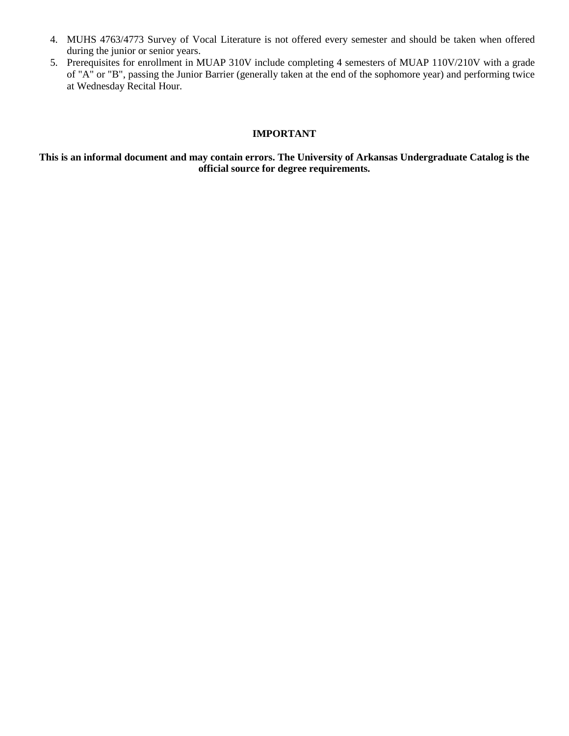4. MUHS 4763/4773 Survey of Vocal Literature is not offered every semester and should be taken when offered during the junior or senior years.
5. Prerequisites for enrollment in MUAP 310V include completing 4 semesters of MUAP 110V/210V with a grade of "A" or "B", passing the Junior Barrier (generally taken at the end of the sophomore year) and performing twice at Wednesday Recital Hour.

**IMPORTANT**

**This is an informal document and may contain errors. The University of Arkansas Undergraduate Catalog is the official source for degree requirements.**